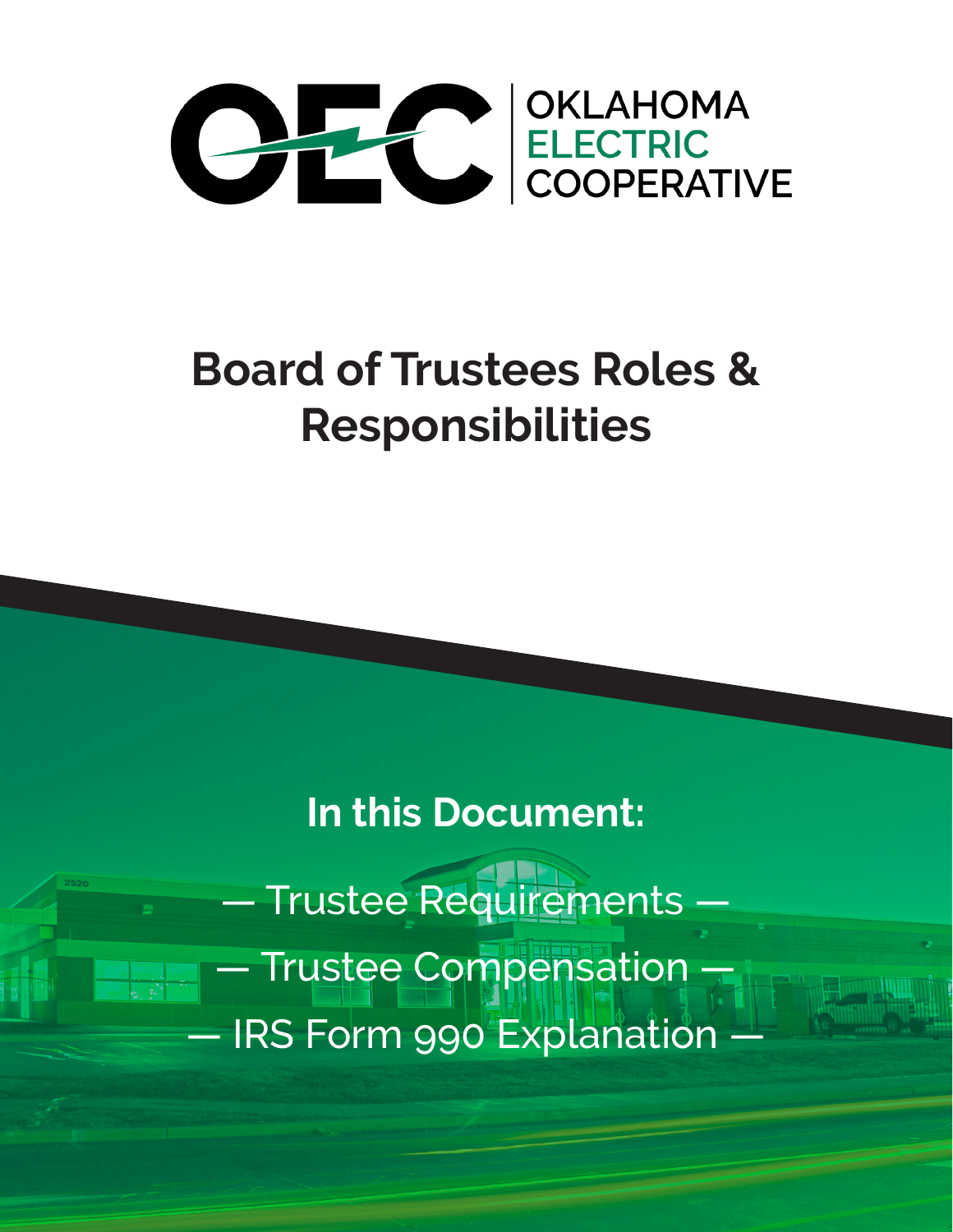OKLAHOMA ELECTRIC COOPERATIVE

# Board of Trustees Roles & Responsibilities

## In this Document:

— Trustee Requirements —

— Trustee Compensation —

— IRS Form 990 Explanation —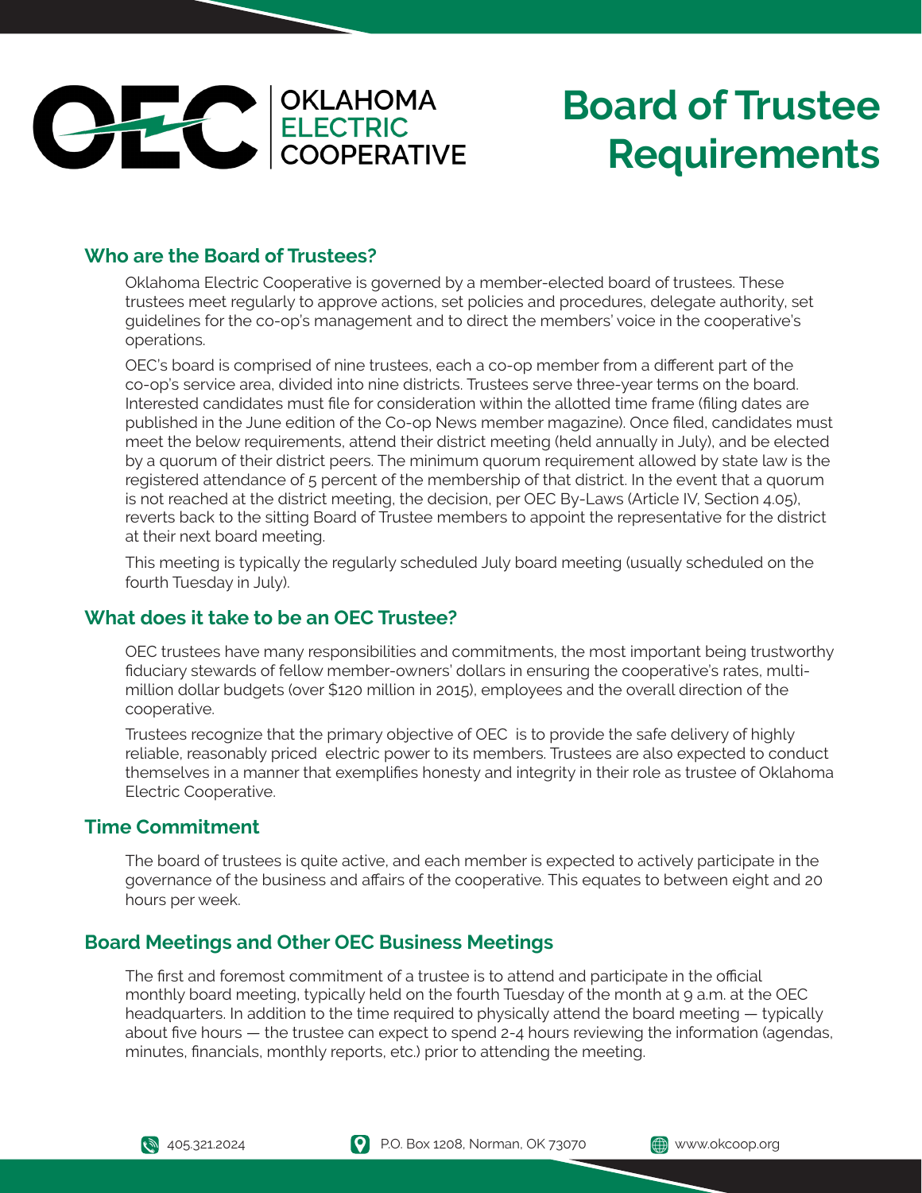OKLAHOMA ELECTRIC COOPERATIVE

# Board of Trustee Requirements

## Who are the Board of Trustees?

Oklahoma Electric Cooperative is governed by a member-elected board of trustees. These trustees meet regularly to approve actions, set policies and procedures, delegate authority, set guidelines for the co-op's management and to direct the members' voice in the cooperative's operations.

OEC's board is comprised of nine trustees, each a co-op member from a different part of the co-op's service area, divided into nine districts. Trustees serve three-year terms on the board. Interested candidates must file for consideration within the allotted time frame (filing dates are published in the June edition of the Co-op News member magazine). Once filed, candidates must meet the below requirements, attend their district meeting (held annually in July), and be elected by a quorum of their district peers. The minimum quorum requirement allowed by state law is the registered attendance of 5 percent of the membership of that district. In the event that a quorum is not reached at the district meeting, the decision, per OEC By-Laws (Article IV, Section 4.05), reverts back to the sitting Board of Trustee members to appoint the representative for the district at their next board meeting.

This meeting is typically the regularly scheduled July board meeting (usually scheduled on the fourth Tuesday in July).

## What does it take to be an OEC Trustee?

OEC trustees have many responsibilities and commitments, the most important being trustworthy fiduciary stewards of fellow member-owners' dollars in ensuring the cooperative's rates, multi-million dollar budgets (over $120 million in 2015), employees and the overall direction of the cooperative.

Trustees recognize that the primary objective of OEC is to provide the safe delivery of highly reliable, reasonably priced electric power to its members. Trustees are also expected to conduct themselves in a manner that exemplifies honesty and integrity in their role as trustee of Oklahoma Electric Cooperative.

## Time Commitment

The board of trustees is quite active, and each member is expected to actively participate in the governance of the business and affairs of the cooperative. This equates to between eight and 20 hours per week.

## Board Meetings and Other OEC Business Meetings

The first and foremost commitment of a trustee is to attend and participate in the official monthly board meeting, typically held on the fourth Tuesday of the month at 9 a.m. at the OEC headquarters. In addition to the time required to physically attend the board meeting — typically about five hours — the trustee can expect to spend 2-4 hours reviewing the information (agendas, minutes, financials, monthly reports, etc.) prior to attending the meeting.

405.321.2024 P.O. Box 1208, Norman, OK 73070 www.okcoop.org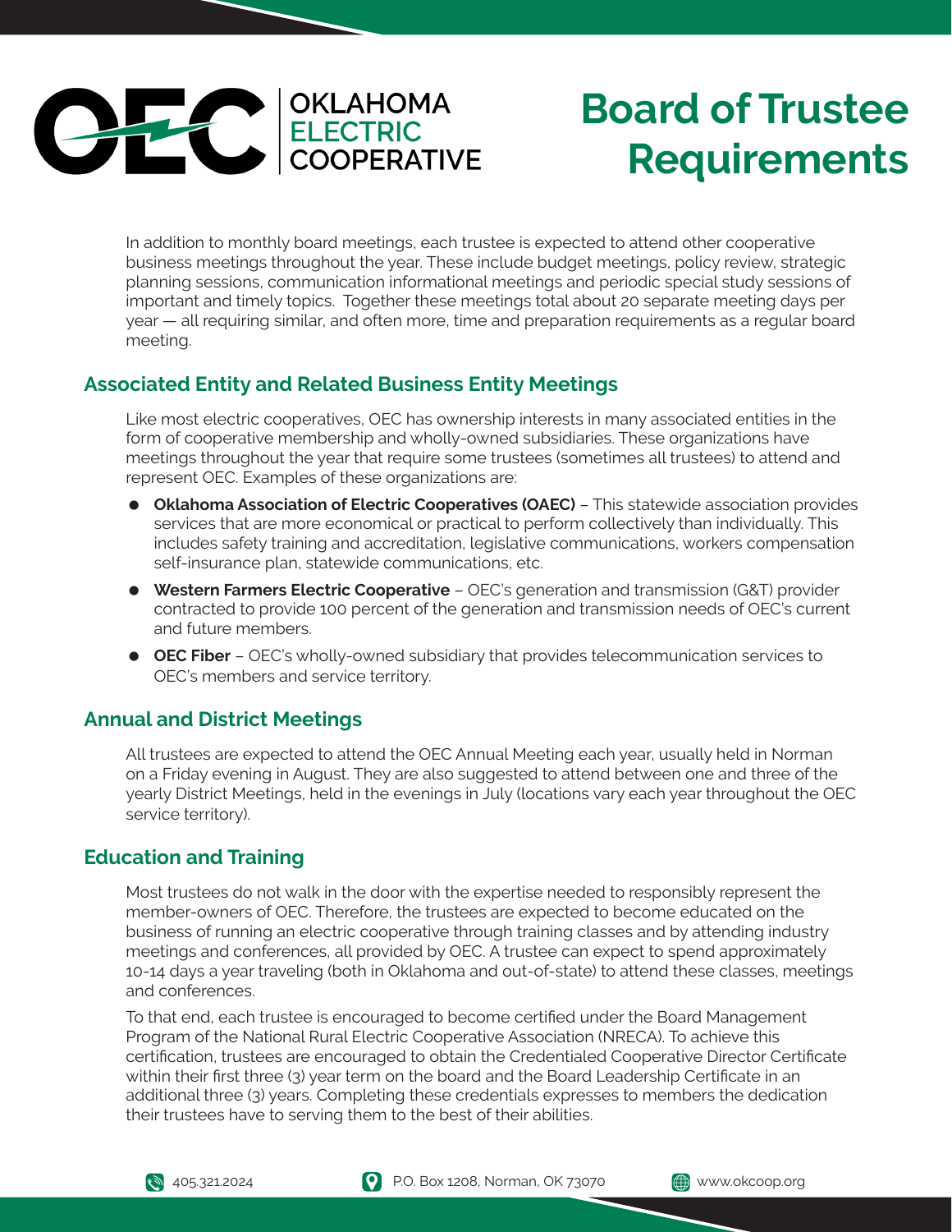OKLAHOMA ELECTRIC COOPERATIVE

# Board of Trustee Requirements

In addition to monthly board meetings, each trustee is expected to attend other cooperative business meetings throughout the year. These include budget meetings, policy review, strategic planning sessions, communication informational meetings and periodic special study sessions of important and timely topics. Together these meetings total about 20 separate meeting days per year — all requiring similar, and often more, time and preparation requirements as a regular board meeting.

## Associated Entity and Related Business Entity Meetings

Like most electric cooperatives, OEC has ownership interests in many associated entities in the form of cooperative membership and wholly-owned subsidiaries. These organizations have meetings throughout the year that require some trustees (sometimes all trustees) to attend and represent OEC. Examples of these organizations are:

- **Oklahoma Association of Electric Cooperatives (OAEC)** – This statewide association provides services that are more economical or practical to perform collectively than individually. This includes safety training and accreditation, legislative communications, workers compensation self-insurance plan, statewide communications, etc.
- **Western Farmers Electric Cooperative** – OEC's generation and transmission (G&T) provider contracted to provide 100 percent of the generation and transmission needs of OEC's current and future members.
- **OEC Fiber** – OEC's wholly-owned subsidiary that provides telecommunication services to OEC's members and service territory.

## Annual and District Meetings

All trustees are expected to attend the OEC Annual Meeting each year, usually held in Norman on a Friday evening in August. They are also suggested to attend between one and three of the yearly District Meetings, held in the evenings in July (locations vary each year throughout the OEC service territory).

## Education and Training

Most trustees do not walk in the door with the expertise needed to responsibly represent the member-owners of OEC. Therefore, the trustees are expected to become educated on the business of running an electric cooperative through training classes and by attending industry meetings and conferences, all provided by OEC. A trustee can expect to spend approximately 10-14 days a year traveling (both in Oklahoma and out-of-state) to attend these classes, meetings and conferences.

To that end, each trustee is encouraged to become certified under the Board Management Program of the National Rural Electric Cooperative Association (NRECA). To achieve this certification, trustees are encouraged to obtain the Credentialed Cooperative Director Certificate within their first three (3) year term on the board and the Board Leadership Certificate in an additional three (3) years. Completing these credentials expresses to members the dedication their trustees have to serving them to the best of their abilities.

405.321.2024 P.O. Box 1208, Norman, OK 73070 www.okcoop.org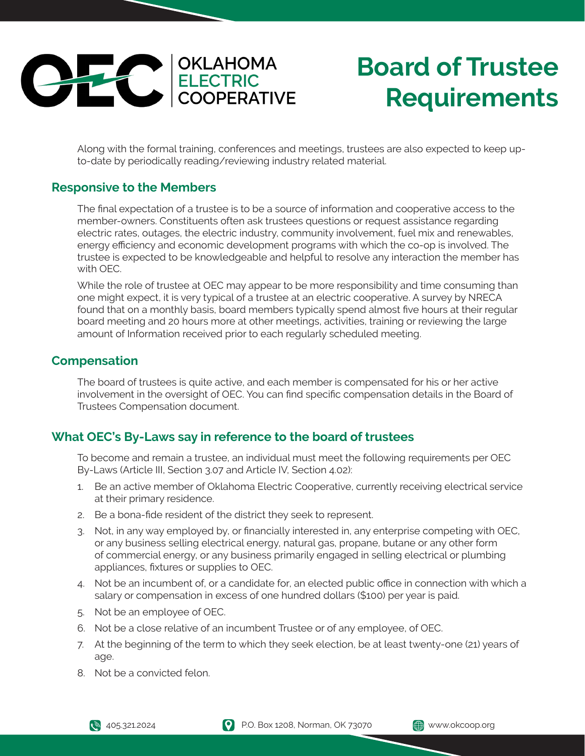# Board of Trustee Requirements

Along with the formal training, conferences and meetings, trustees are also expected to keep up-to-date by periodically reading/reviewing industry related material.

## Responsive to the Members

The final expectation of a trustee is to be a source of information and cooperative access to the member-owners. Constituents often ask trustees questions or request assistance regarding electric rates, outages, the electric industry, community involvement, fuel mix and renewables, energy efficiency and economic development programs with which the co-op is involved. The trustee is expected to be knowledgeable and helpful to resolve any interaction the member has with OEC.

While the role of trustee at OEC may appear to be more responsibility and time consuming than one might expect, it is very typical of a trustee at an electric cooperative. A survey by NRECA found that on a monthly basis, board members typically spend almost five hours at their regular board meeting and 20 hours more at other meetings, activities, training or reviewing the large amount of Information received prior to each regularly scheduled meeting.

## Compensation

The board of trustees is quite active, and each member is compensated for his or her active involvement in the oversight of OEC. You can find specific compensation details in the Board of Trustees Compensation document.

## What OEC's By-Laws say in reference to the board of trustees

To become and remain a trustee, an individual must meet the following requirements per OEC By-Laws (Article III, Section 3.07 and Article IV, Section 4.02):

1. Be an active member of Oklahoma Electric Cooperative, currently receiving electrical service at their primary residence.
2. Be a bona-fide resident of the district they seek to represent.
3. Not, in any way employed by, or financially interested in, any enterprise competing with OEC, or any business selling electrical energy, natural gas, propane, butane or any other form of commercial energy, or any business primarily engaged in selling electrical or plumbing appliances, fixtures or supplies to OEC.
4. Not be an incumbent of, or a candidate for, an elected public office in connection with which a salary or compensation in excess of one hundred dollars ($100) per year is paid.
5. Not be an employee of OEC.
6. Not be a close relative of an incumbent Trustee or of any employee, of OEC.
7. At the beginning of the term to which they seek election, be at least twenty-one (21) years of age.
8. Not be a convicted felon.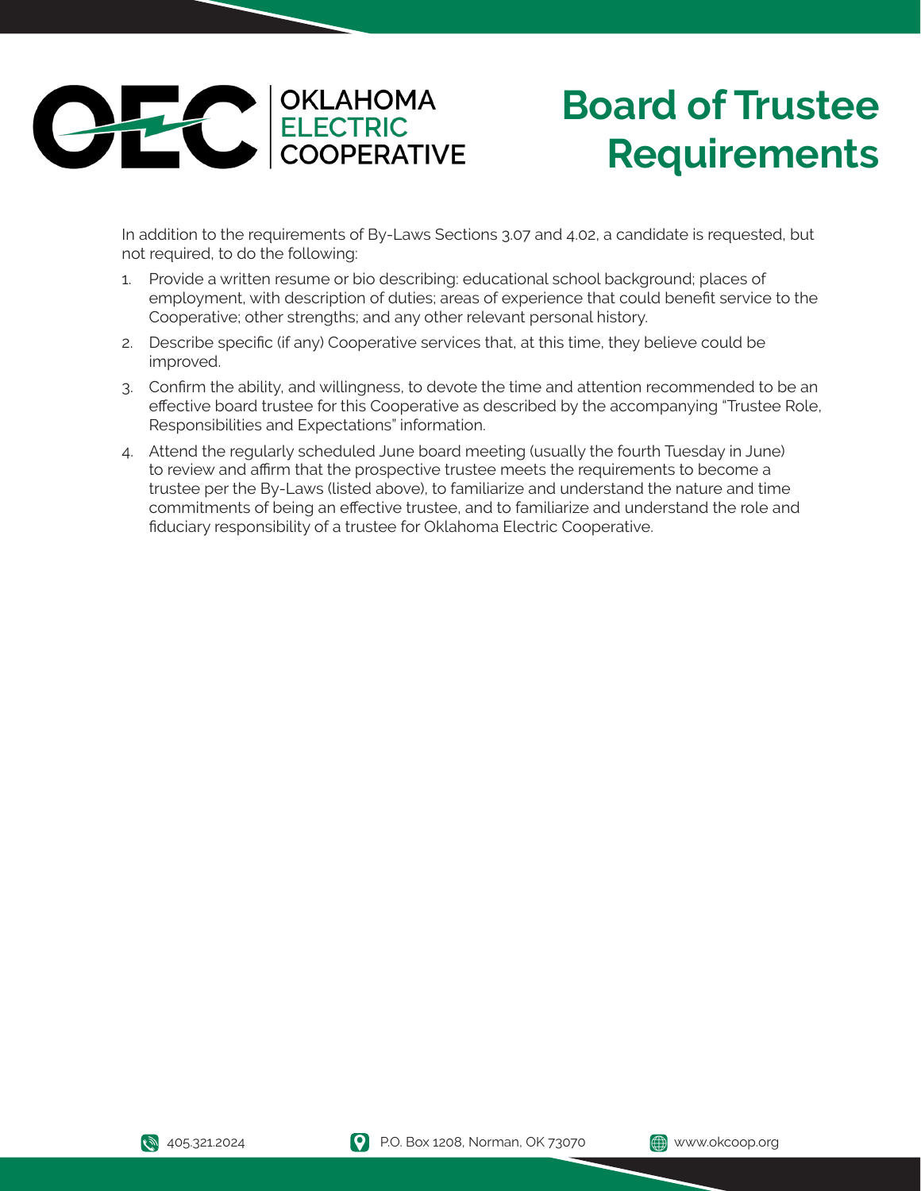# Board of Trustee Requirements

In addition to the requirements of By-Laws Sections 3.07 and 4.02, a candidate is requested, but not required, to do the following:

1. Provide a written resume or bio describing: educational school background; places of employment, with description of duties; areas of experience that could benefit service to the Cooperative; other strengths; and any other relevant personal history.
2. Describe specific (if any) Cooperative services that, at this time, they believe could be improved.
3. Confirm the ability, and willingness, to devote the time and attention recommended to be an effective board trustee for this Cooperative as described by the accompanying "Trustee Role, Responsibilities and Expectations" information.
4. Attend the regularly scheduled June board meeting (usually the fourth Tuesday in June) to review and affirm that the prospective trustee meets the requirements to become a trustee per the By-Laws (listed above), to familiarize and understand the nature and time commitments of being an effective trustee, and to familiarize and understand the role and fiduciary responsibility of a trustee for Oklahoma Electric Cooperative.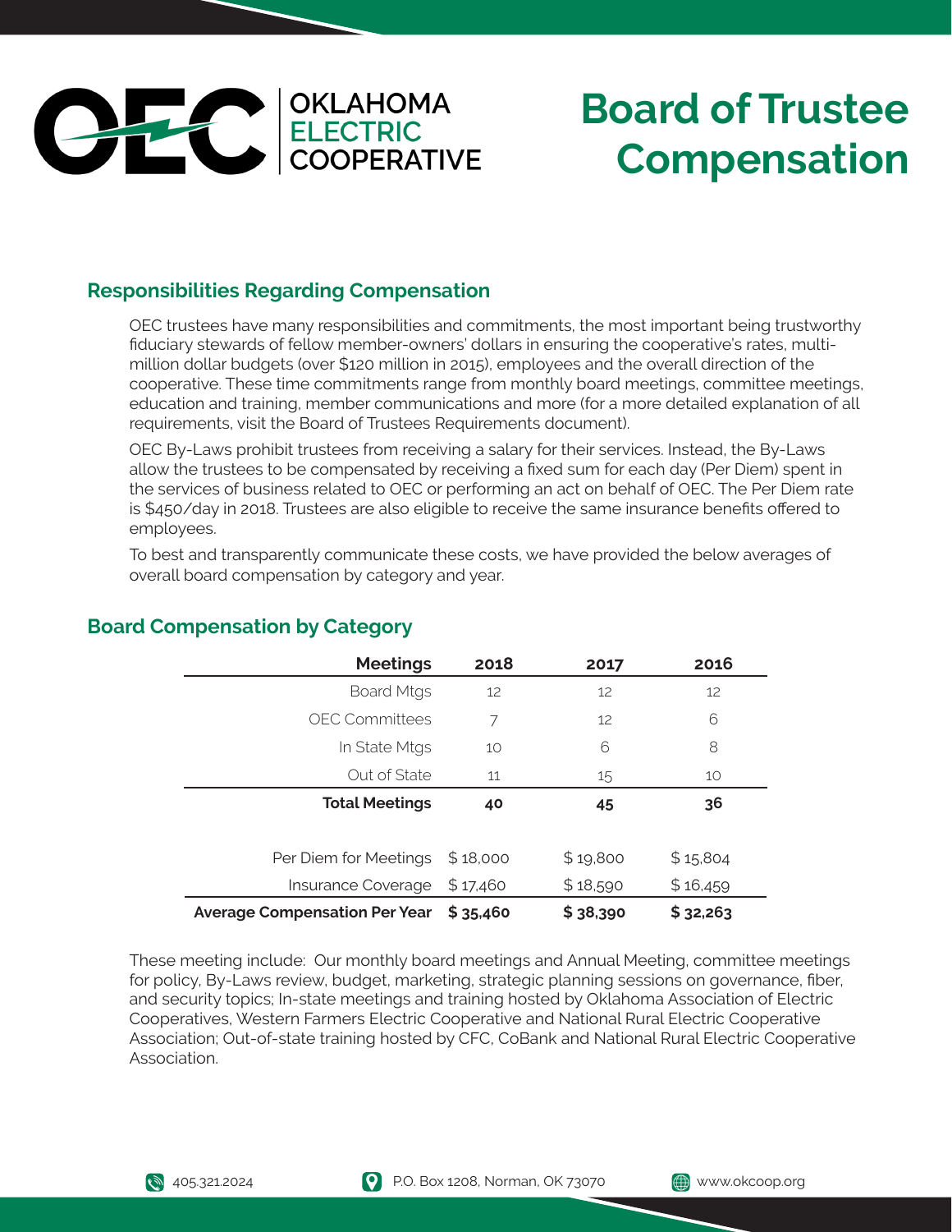**OKLAHOMA ELECTRIC COOPERATIVE**

# Board of Trustee Compensation

## Responsibilities Regarding Compensation

OEC trustees have many responsibilities and commitments, the most important being trustworthy fiduciary stewards of fellow member-owners' dollars in ensuring the cooperative's rates, multi-million dollar budgets (over $120 million in 2015), employees and the overall direction of the cooperative. These time commitments range from monthly board meetings, committee meetings, education and training, member communications and more (for a more detailed explanation of all requirements, visit the Board of Trustees Requirements document).

OEC By-Laws prohibit trustees from receiving a salary for their services. Instead, the By-Laws allow the trustees to be compensated by receiving a fixed sum for each day (Per Diem) spent in the services of business related to OEC or performing an act on behalf of OEC. The Per Diem rate is $450/day in 2018. Trustees are also eligible to receive the same insurance benefits offered to employees.

To best and transparently communicate these costs, we have provided the below averages of overall board compensation by category and year.

## Board Compensation by Category

| Meetings | 2018 | 2017 | 2016 |
|---|---|---|---|
| Board Mtgs | 12 | 12 | 12 |
| OEC Committees | 7 | 12 | 6 |
| In State Mtgs | 10 | 6 | 8 |
| Out of State | 11 | 15 | 10 |
| **Total Meetings** | **40** | **45** | **36** |
| | | | |
| Per Diem for Meetings | $ 18,000 | $ 19,800 | $ 15,804 |
| Insurance Coverage | $ 17,460 | $ 18,590 | $ 16,459 |
| **Average Compensation Per Year** | **$ 35,460** | **$ 38,390** | **$ 32,263** |

These meeting include: Our monthly board meetings and Annual Meeting, committee meetings for policy, By-Laws review, budget, marketing, strategic planning sessions on governance, fiber, and security topics; In-state meetings and training hosted by Oklahoma Association of Electric Cooperatives, Western Farmers Electric Cooperative and National Rural Electric Cooperative Association; Out-of-state training hosted by CFC, CoBank and National Rural Electric Cooperative Association.

405.321.2024 | P.O. Box 1208, Norman, OK 73070 | www.okcoop.org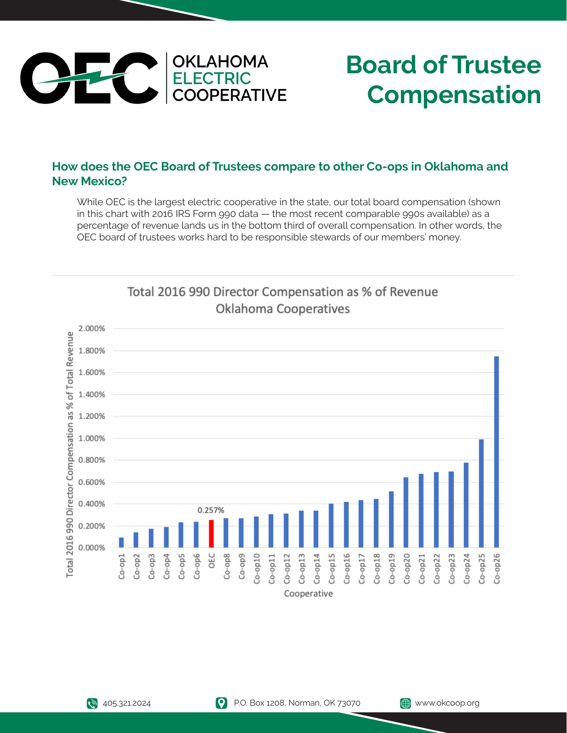# Board of Trustee Compensation

## How does the OEC Board of Trustees compare to other Co-ops in Oklahoma and New Mexico?

While OEC is the largest electric cooperative in the state, our total board compensation (shown in this chart with 2016 IRS Form 990 data — the most recent comparable 990s available) as a percentage of revenue lands us in the bottom third of overall compensation. In other words, the OEC board of trustees works hard to be responsible stewards of our members' money.

**Total 2016 990 Director Compensation as % of Revenue**
**Oklahoma Cooperatives**

Y-axis: Total 2016 990 Director Compensation as % of Total Revenue (0.000% – 2.000%)

X-axis: Cooperative — Co-op1, Co-op2, Co-op3, Co-op4, Co-op5, Co-op6, OEC, Co-op8, Co-op9, Co-op10, Co-op11, Co-op12, Co-op13, Co-op14, Co-op15, Co-op16, Co-op17, Co-op18, Co-op19, Co-op20, Co-op21, Co-op22, Co-op23, Co-op24, Co-op25, Co-op26

OEC: 0.257%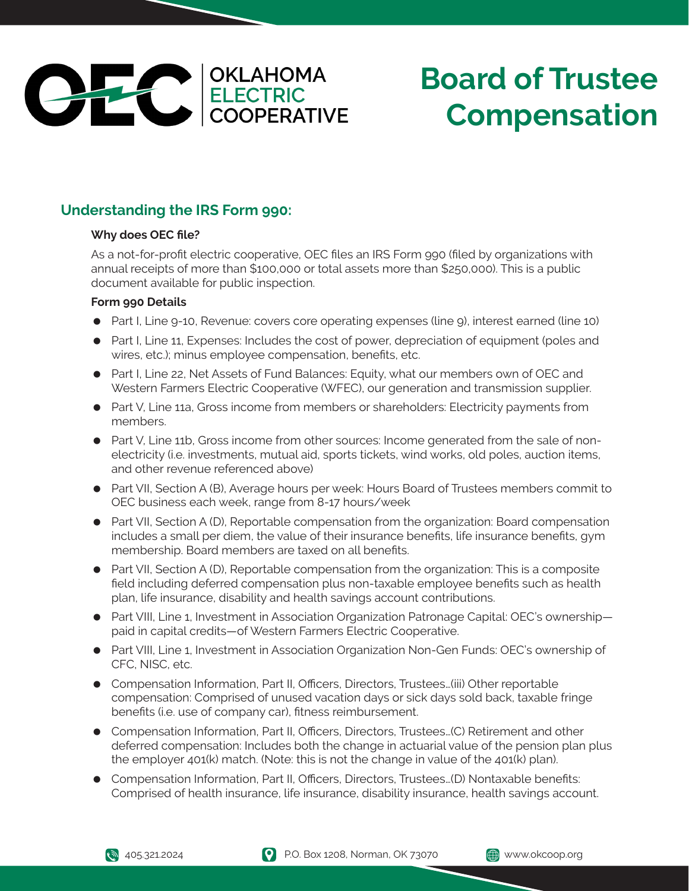OKLAHOMA ELECTRIC COOPERATIVE

# Board of Trustee Compensation

## Understanding the IRS Form 990:

**Why does OEC file?**

As a not-for-profit electric cooperative, OEC files an IRS Form 990 (filed by organizations with annual receipts of more than $100,000 or total assets more than $250,000). This is a public document available for public inspection.

**Form 990 Details**

- Part I, Line 9-10, Revenue: covers core operating expenses (line 9), interest earned (line 10)
- Part I, Line 11, Expenses: Includes the cost of power, depreciation of equipment (poles and wires, etc.); minus employee compensation, benefits, etc.
- Part I, Line 22, Net Assets of Fund Balances: Equity, what our members own of OEC and Western Farmers Electric Cooperative (WFEC), our generation and transmission supplier.
- Part V, Line 11a, Gross income from members or shareholders: Electricity payments from members.
- Part V, Line 11b, Gross income from other sources: Income generated from the sale of non-electricity (i.e. investments, mutual aid, sports tickets, wind works, old poles, auction items, and other revenue referenced above)
- Part VII, Section A (B), Average hours per week: Hours Board of Trustees members commit to OEC business each week, range from 8-17 hours/week
- Part VII, Section A (D), Reportable compensation from the organization: Board compensation includes a small per diem, the value of their insurance benefits, life insurance benefits, gym membership. Board members are taxed on all benefits.
- Part VII, Section A (D), Reportable compensation from the organization: This is a composite field including deferred compensation plus non-taxable employee benefits such as health plan, life insurance, disability and health savings account contributions.
- Part VIII, Line 1, Investment in Association Organization Patronage Capital: OEC's ownership—paid in capital credits—of Western Farmers Electric Cooperative.
- Part VIII, Line 1, Investment in Association Organization Non-Gen Funds: OEC's ownership of CFC, NISC, etc.
- Compensation Information, Part II, Officers, Directors, Trustees…(iii) Other reportable compensation: Comprised of unused vacation days or sick days sold back, taxable fringe benefits (i.e. use of company car), fitness reimbursement.
- Compensation Information, Part II, Officers, Directors, Trustees…(C) Retirement and other deferred compensation: Includes both the change in actuarial value of the pension plan plus the employer 401(k) match. (Note: this is not the change in value of the 401(k) plan).
- Compensation Information, Part II, Officers, Directors, Trustees…(D) Nontaxable benefits: Comprised of health insurance, life insurance, disability insurance, health savings account.

405.321.2024 | P.O. Box 1208, Norman, OK 73070 | www.okcoop.org